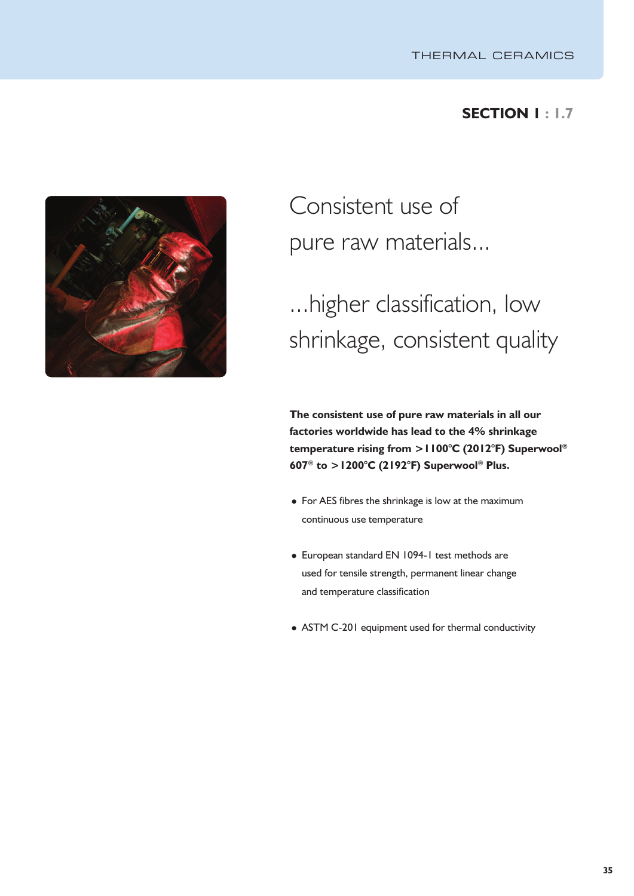## SECTION 1 : 1.7

# Consistent use of pure raw materials...

# ...higher classification, low shrinkage, consistent quality

**The consistent use of pure raw materials in all our factories worldwide has lead to the 4% shrinkage temperature rising from >1100°C (2012°F) Superwool® 607® to >1200°C (2192°F) Superwool® Plus.**

- For AES fibres the shrinkage is low at the maximum continuous use temperature
- European standard EN 1094-1 test methods are used for tensile strength, permanent linear change and temperature classification
- ASTM C-201 equipment used for thermal conductivity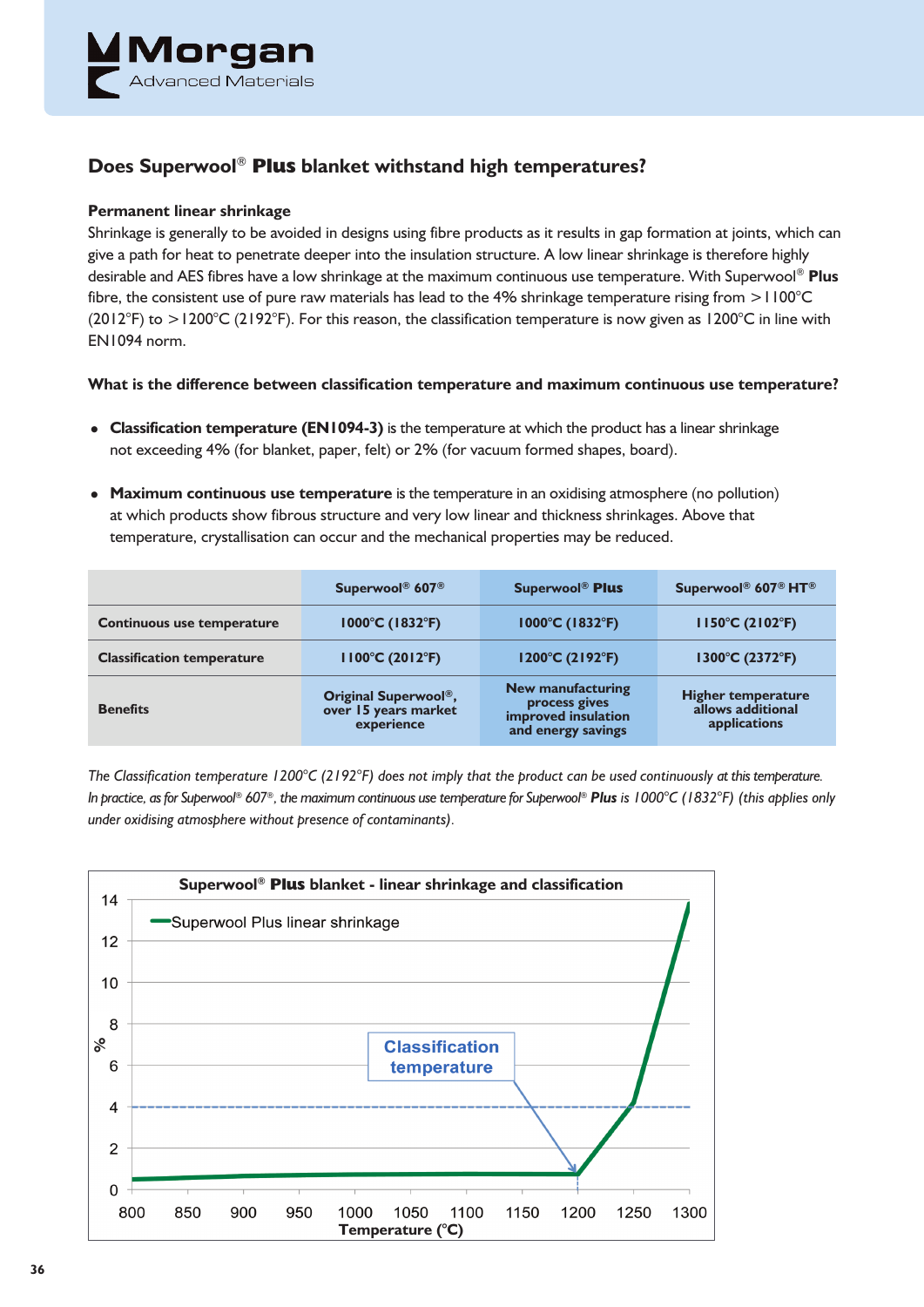## Does Superwool® **Plus** blanket withstand high temperatures?

**Permanent linear shrinkage**

Shrinkage is generally to be avoided in designs using fibre products as it results in gap formation at joints, which can give a path for heat to penetrate deeper into the insulation structure. A low linear shrinkage is therefore highly desirable and AES fibres have a low shrinkage at the maximum continuous use temperature. With Superwool® **Plus** fibre, the consistent use of pure raw materials has lead to the 4% shrinkage temperature rising from >1100°C (2012°F) to >1200°C (2192°F). For this reason, the classification temperature is now given as 1200°C in line with EN1094 norm.

**What is the difference between classification temperature and maximum continuous use temperature?**

- **Classification temperature (EN1094-3)** is the temperature at which the product has a linear shrinkage not exceeding 4% (for blanket, paper, felt) or 2% (for vacuum formed shapes, board).

- **Maximum continuous use temperature** is the temperature in an oxidising atmosphere (no pollution) at which products show fibrous structure and very low linear and thickness shrinkages. Above that temperature, crystallisation can occur and the mechanical properties may be reduced.

| | Superwool® 607® | Superwool® **Plus** | Superwool® 607® HT® |
|---|---|---|---|
| **Continuous use temperature** | 1000°C (1832°F) | 1000°C (1832°F) | 1150°C (2102°F) |
| **Classification temperature** | 1100°C (2012°F) | 1200°C (2192°F) | 1300°C (2372°F) |
| **Benefits** | Original Superwool®, over 15 years market experience | New manufacturing process gives improved insulation and energy savings | Higher temperature allows additional applications |

*The Classification temperature 1200°C (2192°F) does not imply that the product can be used continuously at this temperature. In practice, as for Superwool® 607®, the maximum continuous use temperature for Superwool® **Plus** is 1000°C (1832°F) (this applies only under oxidising atmosphere without presence of contaminants).*

Superwool® **Plus** blanket - linear shrinkage and classification

Superwool Plus linear shrinkage

Classification temperature

%

0
2
4
6
8
10
12
14

800 850 900 950 1000 1050 1100 1150 1200 1250 1300

Temperature (°C)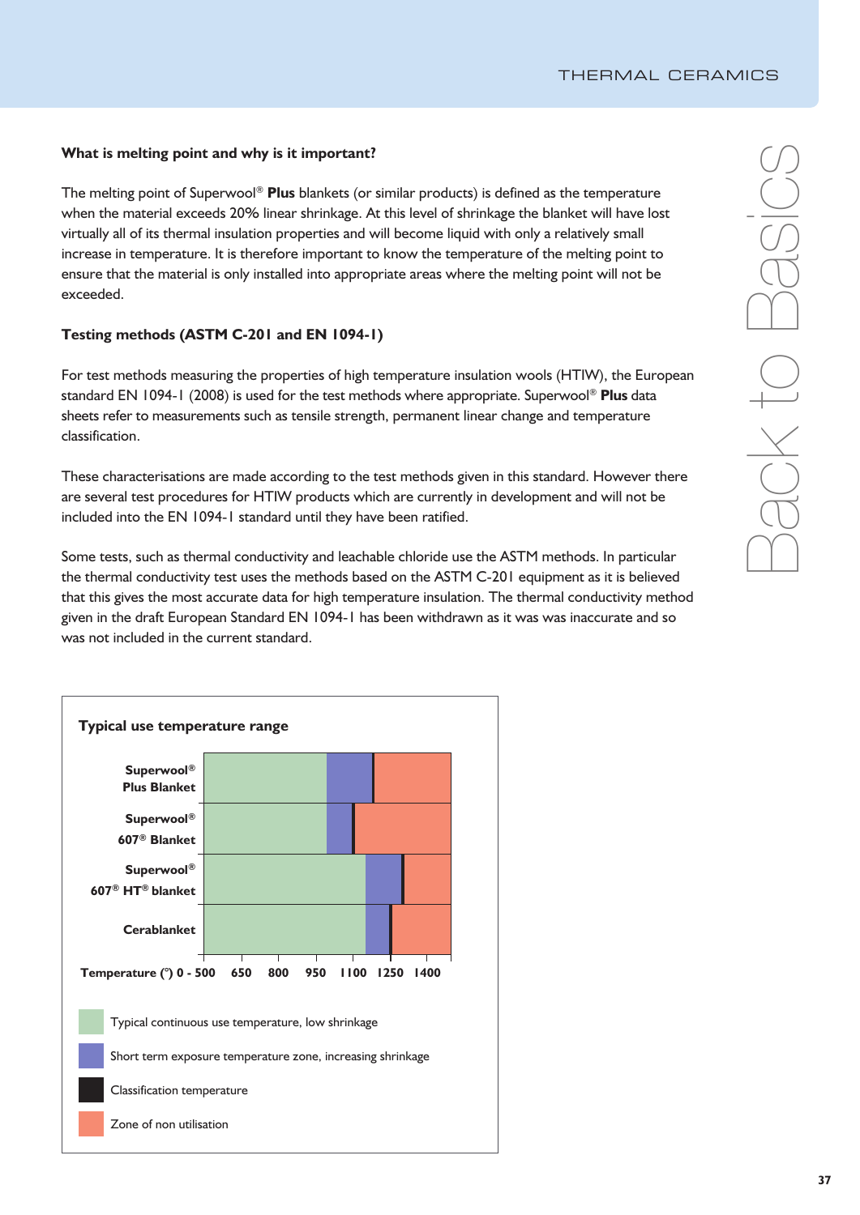### What is melting point and why is it important?

The melting point of Superwool® **Plus** blankets (or similar products) is defined as the temperature when the material exceeds 20% linear shrinkage. At this level of shrinkage the blanket will have lost virtually all of its thermal insulation properties and will become liquid with only a relatively small increase in temperature. It is therefore important to know the temperature of the melting point to ensure that the material is only installed into appropriate areas where the melting point will not be exceeded.

### Testing methods (ASTM C-201 and EN 1094-1)

For test methods measuring the properties of high temperature insulation wools (HTIW), the European standard EN 1094-1 (2008) is used for the test methods where appropriate. Superwool® **Plus** data sheets refer to measurements such as tensile strength, permanent linear change and temperature classification.

These characterisations are made according to the test methods given in this standard. However there are several test procedures for HTIW products which are currently in development and will not be included into the EN 1094-1 standard until they have been ratified.

Some tests, such as thermal conductivity and leachable chloride use the ASTM methods. In particular the thermal conductivity test uses the methods based on the ASTM C-201 equipment as it is believed that this gives the most accurate data for high temperature insulation. The thermal conductivity method given in the draft European Standard EN 1094-1 has been withdrawn as it was was inaccurate and so was not included in the current standard.

**Typical use temperature range**

Superwool® Plus Blanket

Superwool® 607® Blanket

Superwool® 607® HT® blanket

Cerablanket

Temperature (°) 0 - 500 650 800 950 1100 1250 1400

Typical continuous use temperature, low shrinkage

Short term exposure temperature zone, increasing shrinkage

Classification temperature

Zone of non utilisation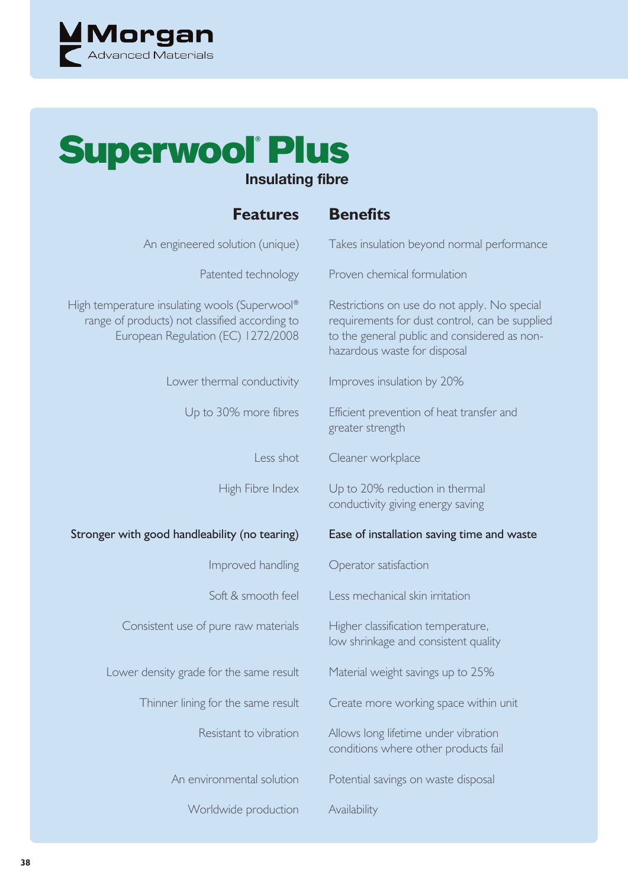Morgan Advanced Materials

# Superwool® Plus

## Insulating fibre

| Features | Benefits |
|---|---|
| An engineered solution (unique) | Takes insulation beyond normal performance |
| Patented technology | Proven chemical formulation |
| High temperature insulating wools (Superwool® range of products) not classified according to European Regulation (EC) 1272/2008 | Restrictions on use do not apply. No special requirements for dust control, can be supplied to the general public and considered as non-hazardous waste for disposal |
| Lower thermal conductivity | Improves insulation by 20% |
| Up to 30% more fibres | Efficient prevention of heat transfer and greater strength |
| Less shot | Cleaner workplace |
| High Fibre Index | Up to 20% reduction in thermal conductivity giving energy saving |
| Stronger with good handleability (no tearing) | Ease of installation saving time and waste |
| Improved handling | Operator satisfaction |
| Soft & smooth feel | Less mechanical skin irritation |
| Consistent use of pure raw materials | Higher classification temperature, low shrinkage and consistent quality |
| Lower density grade for the same result | Material weight savings up to 25% |
| Thinner lining for the same result | Create more working space within unit |
| Resistant to vibration | Allows long lifetime under vibration conditions where other products fail |
| An environmental solution | Potential savings on waste disposal |
| Worldwide production | Availability |